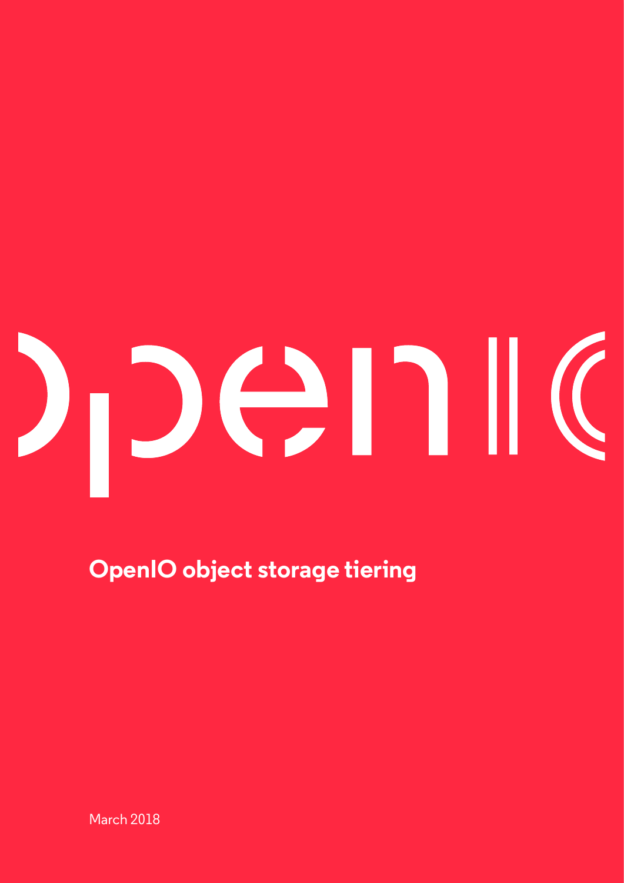# OpenIO object storage tiering

March 2018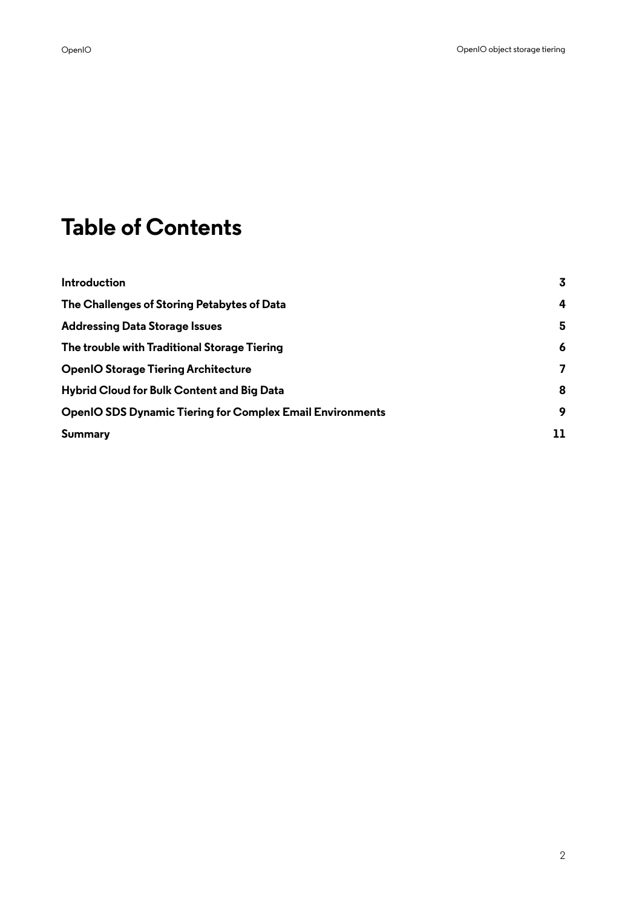# Table of Contents

| | |
|---|---|
| **Introduction** | **3** |
| **The Challenges of Storing Petabytes of Data** | **4** |
| **Addressing Data Storage Issues** | **5** |
| **The trouble with Traditional Storage Tiering** | **6** |
| **OpenIO Storage Tiering Architecture** | **7** |
| **Hybrid Cloud for Bulk Content and Big Data** | **8** |
| **OpenIO SDS Dynamic Tiering for Complex Email Environments** | **9** |
| **Summary** | **11** |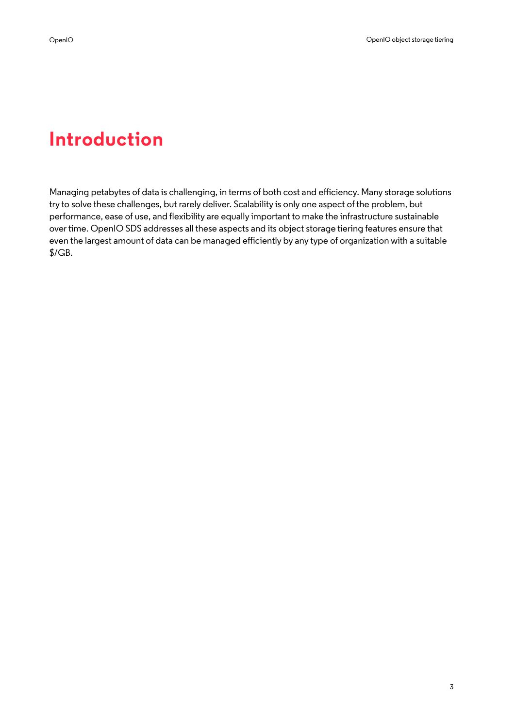# Introduction

Managing petabytes of data is challenging, in terms of both cost and efficiency. Many storage solutions try to solve these challenges, but rarely deliver. Scalability is only one aspect of the problem, but performance, ease of use, and flexibility are equally important to make the infrastructure sustainable over time. OpenIO SDS addresses all these aspects and its object storage tiering features ensure that even the largest amount of data can be managed efficiently by any type of organization with a suitable $/GB.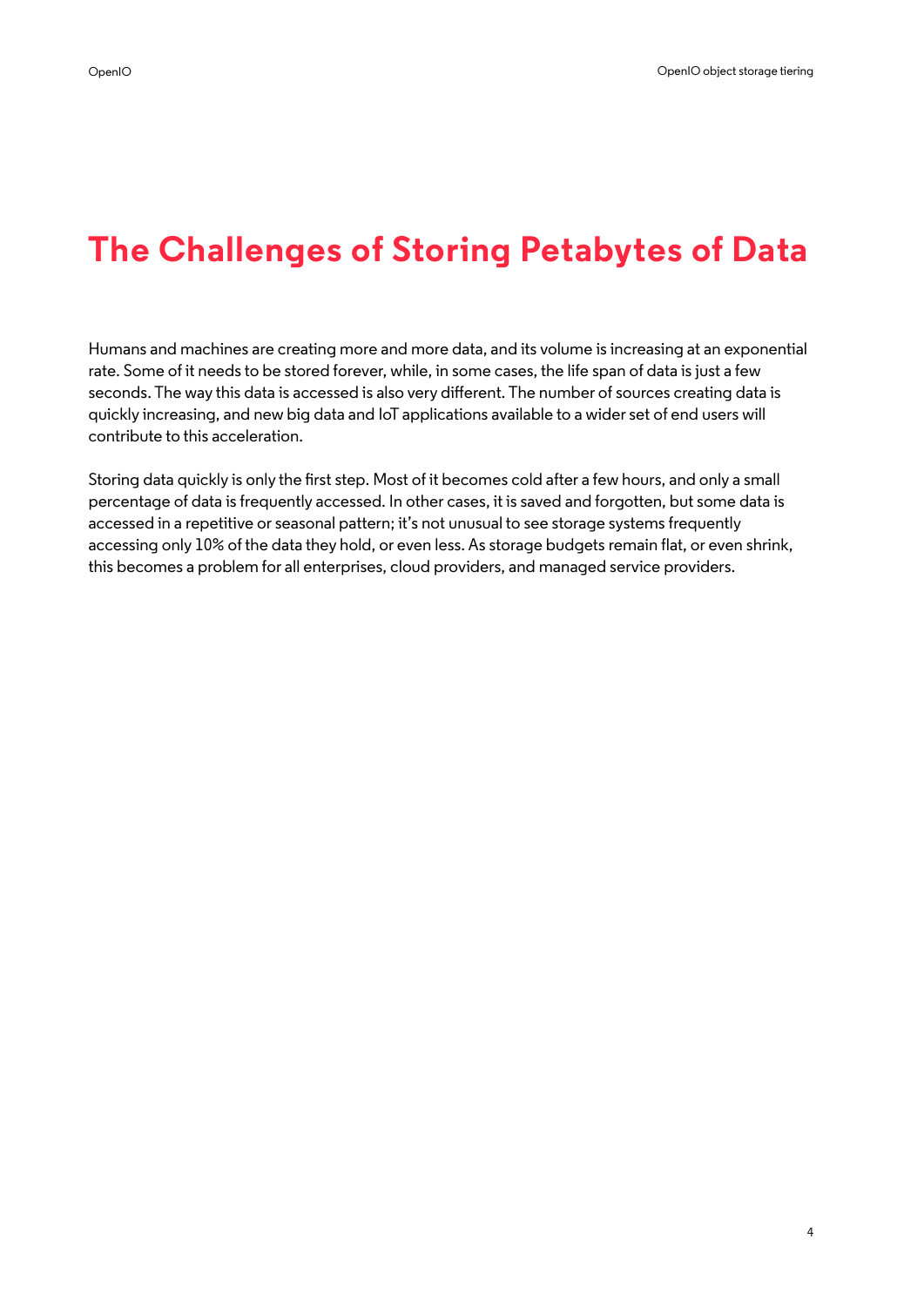# The Challenges of Storing Petabytes of Data

Humans and machines are creating more and more data, and its volume is increasing at an exponential rate. Some of it needs to be stored forever, while, in some cases, the life span of data is just a few seconds. The way this data is accessed is also very different. The number of sources creating data is quickly increasing, and new big data and IoT applications available to a wider set of end users will contribute to this acceleration.

Storing data quickly is only the first step. Most of it becomes cold after a few hours, and only a small percentage of data is frequently accessed. In other cases, it is saved and forgotten, but some data is accessed in a repetitive or seasonal pattern; it's not unusual to see storage systems frequently accessing only 10% of the data they hold, or even less. As storage budgets remain flat, or even shrink, this becomes a problem for all enterprises, cloud providers, and managed service providers.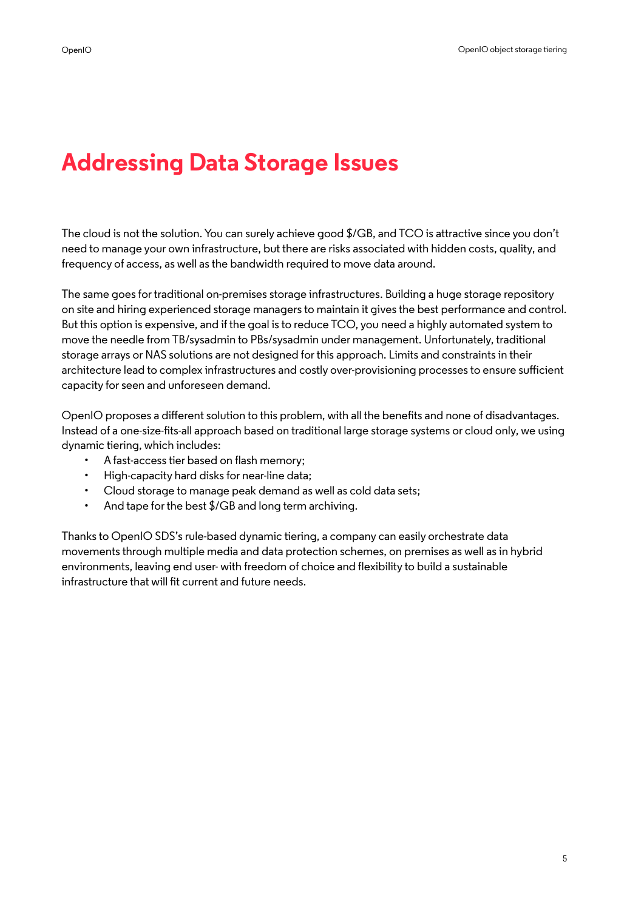# Addressing Data Storage Issues

The cloud is not the solution. You can surely achieve good $/GB, and TCO is attractive since you don't need to manage your own infrastructure, but there are risks associated with hidden costs, quality, and frequency of access, as well as the bandwidth required to move data around.

The same goes for traditional on-premises storage infrastructures. Building a huge storage repository on site and hiring experienced storage managers to maintain it gives the best performance and control. But this option is expensive, and if the goal is to reduce TCO, you need a highly automated system to move the needle from TB/sysadmin to PBs/sysadmin under management. Unfortunately, traditional storage arrays or NAS solutions are not designed for this approach. Limits and constraints in their architecture lead to complex infrastructures and costly over-provisioning processes to ensure sufficient capacity for seen and unforeseen demand.

OpenIO proposes a different solution to this problem, with all the benefits and none of disadvantages. Instead of a one-size-fits-all approach based on traditional large storage systems or cloud only, we using dynamic tiering, which includes:

- A fast-access tier based on flash memory;
- High-capacity hard disks for near-line data;
- Cloud storage to manage peak demand as well as cold data sets;
- And tape for the best $/GB and long term archiving.

Thanks to OpenIO SDS's rule-based dynamic tiering, a company can easily orchestrate data movements through multiple media and data protection schemes, on premises as well as in hybrid environments, leaving end user- with freedom of choice and flexibility to build a sustainable infrastructure that will fit current and future needs.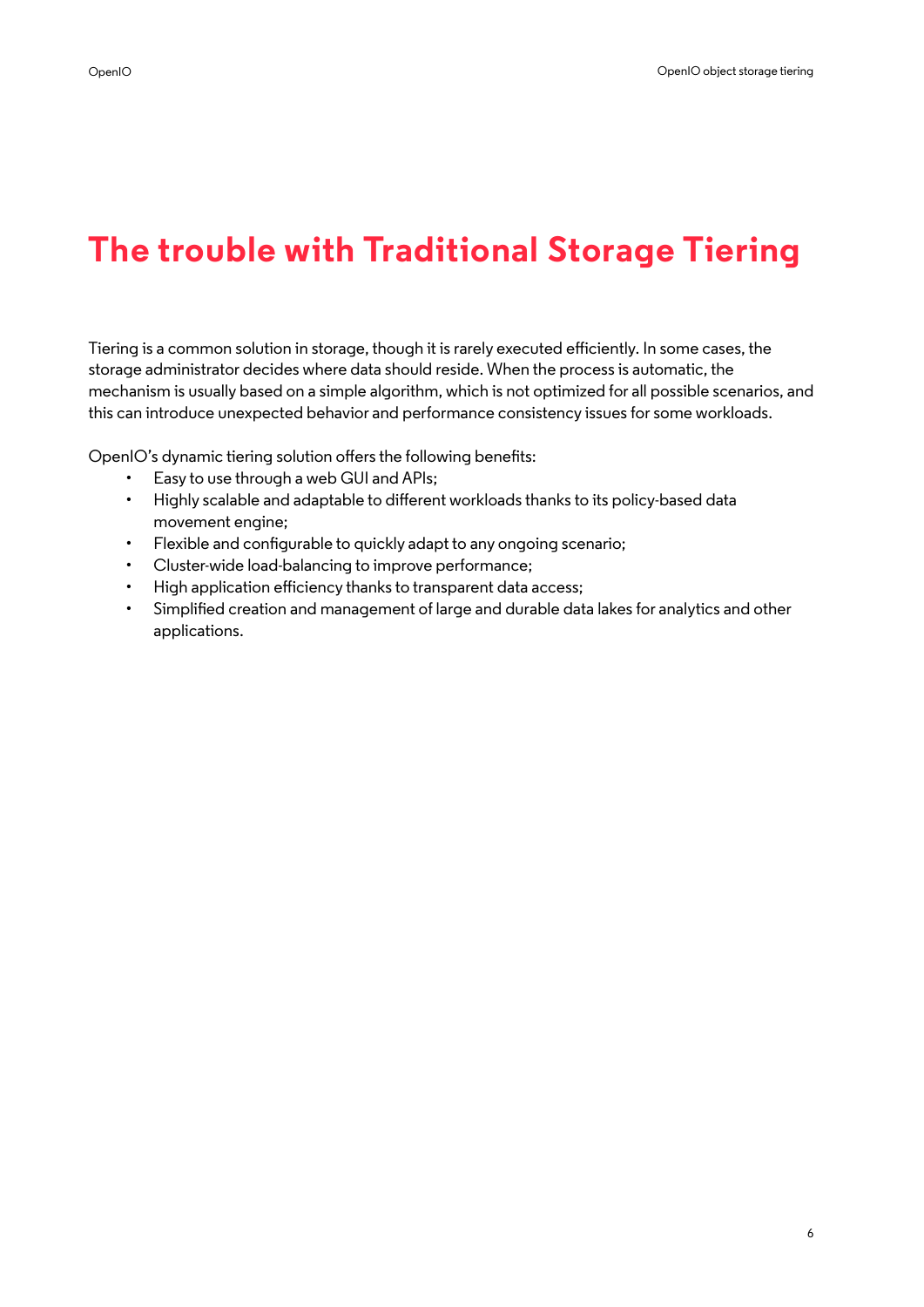# The trouble with Traditional Storage Tiering

Tiering is a common solution in storage, though it is rarely executed efficiently. In some cases, the storage administrator decides where data should reside. When the process is automatic, the mechanism is usually based on a simple algorithm, which is not optimized for all possible scenarios, and this can introduce unexpected behavior and performance consistency issues for some workloads.

OpenIO's dynamic tiering solution offers the following benefits:

- Easy to use through a web GUI and APIs;
- Highly scalable and adaptable to different workloads thanks to its policy-based data movement engine;
- Flexible and configurable to quickly adapt to any ongoing scenario;
- Cluster-wide load-balancing to improve performance;
- High application efficiency thanks to transparent data access;
- Simplified creation and management of large and durable data lakes for analytics and other applications.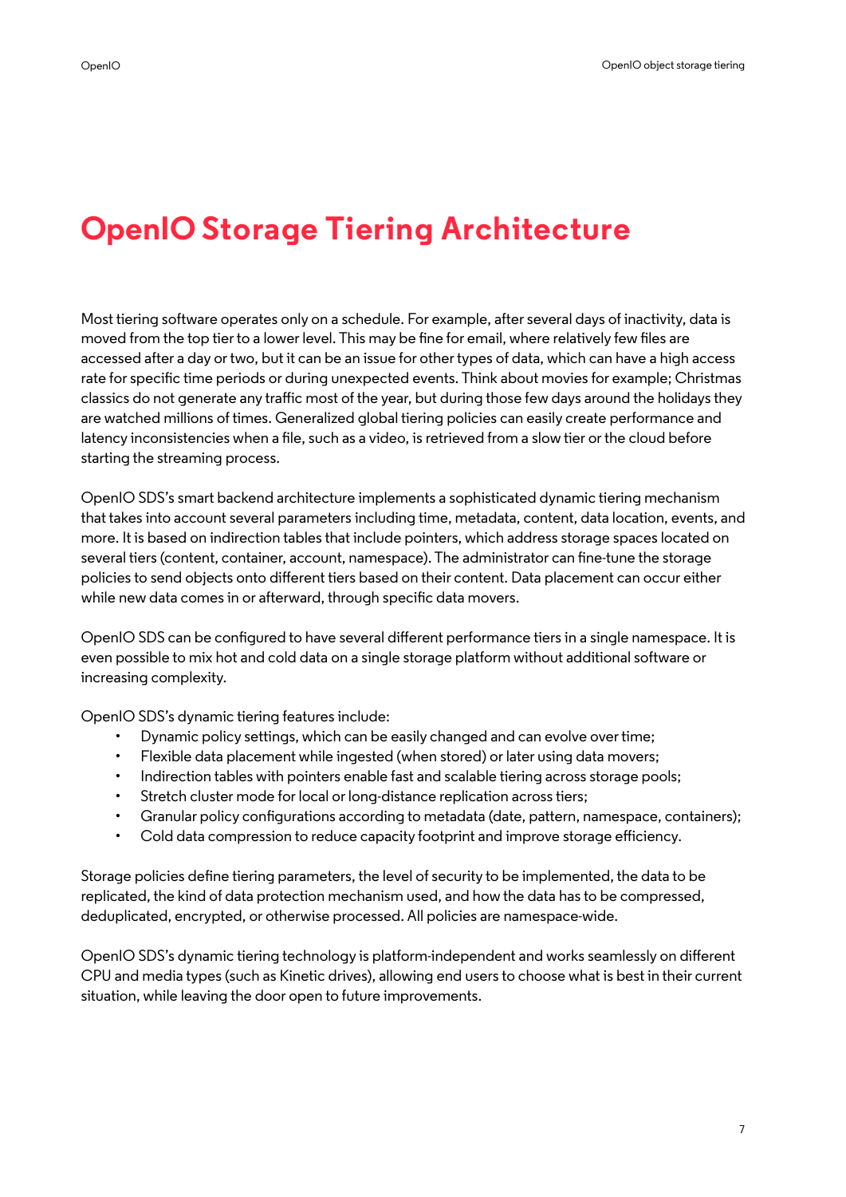# OpenIO Storage Tiering Architecture

Most tiering software operates only on a schedule. For example, after several days of inactivity, data is moved from the top tier to a lower level. This may be fine for email, where relatively few files are accessed after a day or two, but it can be an issue for other types of data, which can have a high access rate for specific time periods or during unexpected events. Think about movies for example; Christmas classics do not generate any traffic most of the year, but during those few days around the holidays they are watched millions of times. Generalized global tiering policies can easily create performance and latency inconsistencies when a file, such as a video, is retrieved from a slow tier or the cloud before starting the streaming process.

OpenIO SDS's smart backend architecture implements a sophisticated dynamic tiering mechanism that takes into account several parameters including time, metadata, content, data location, events, and more. It is based on indirection tables that include pointers, which address storage spaces located on several tiers (content, container, account, namespace). The administrator can fine-tune the storage policies to send objects onto different tiers based on their content. Data placement can occur either while new data comes in or afterward, through specific data movers.

OpenIO SDS can be configured to have several different performance tiers in a single namespace. It is even possible to mix hot and cold data on a single storage platform without additional software or increasing complexity.

OpenIO SDS's dynamic tiering features include:

- Dynamic policy settings, which can be easily changed and can evolve over time;
- Flexible data placement while ingested (when stored) or later using data movers;
- Indirection tables with pointers enable fast and scalable tiering across storage pools;
- Stretch cluster mode for local or long-distance replication across tiers;
- Granular policy configurations according to metadata (date, pattern, namespace, containers);
- Cold data compression to reduce capacity footprint and improve storage efficiency.

Storage policies define tiering parameters, the level of security to be implemented, the data to be replicated, the kind of data protection mechanism used, and how the data has to be compressed, deduplicated, encrypted, or otherwise processed. All policies are namespace-wide.

OpenIO SDS's dynamic tiering technology is platform-independent and works seamlessly on different CPU and media types (such as Kinetic drives), allowing end users to choose what is best in their current situation, while leaving the door open to future improvements.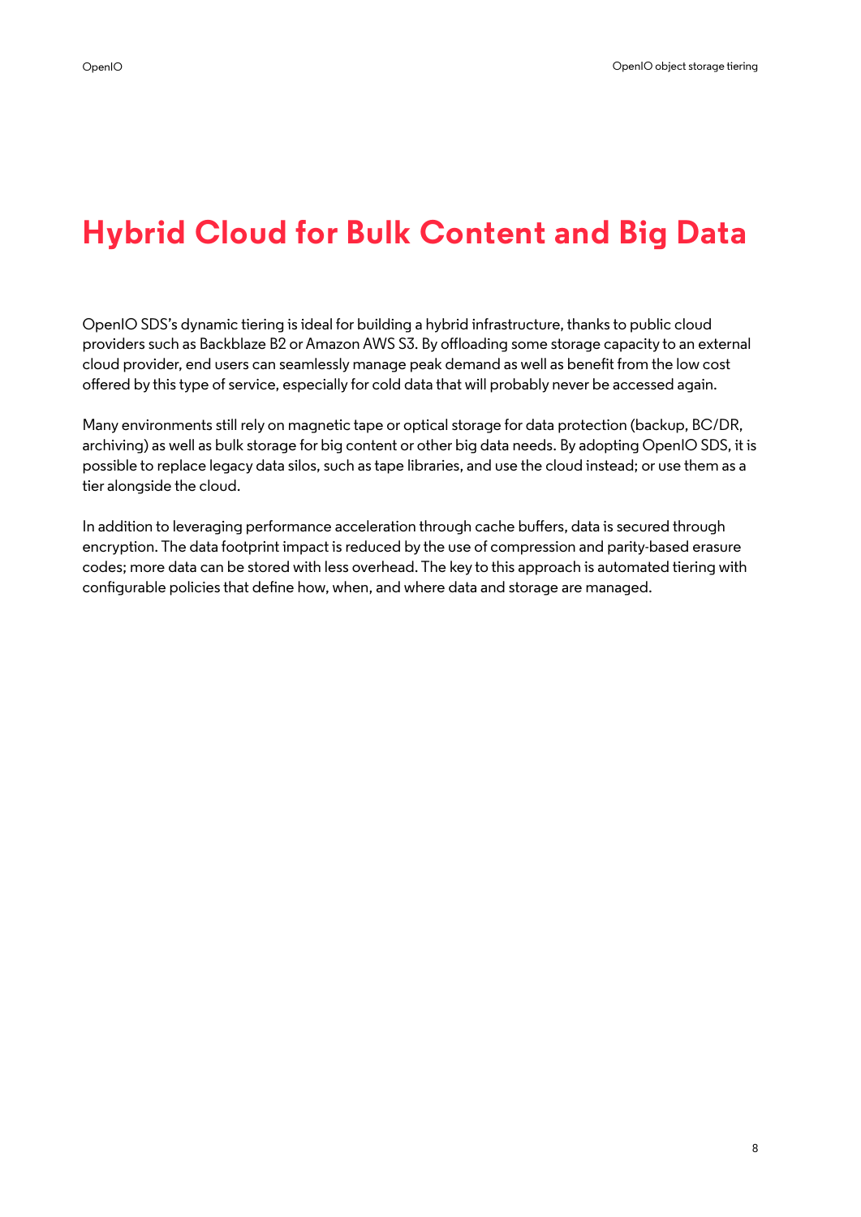# Hybrid Cloud for Bulk Content and Big Data

OpenIO SDS's dynamic tiering is ideal for building a hybrid infrastructure, thanks to public cloud providers such as Backblaze B2 or Amazon AWS S3. By offloading some storage capacity to an external cloud provider, end users can seamlessly manage peak demand as well as benefit from the low cost offered by this type of service, especially for cold data that will probably never be accessed again.

Many environments still rely on magnetic tape or optical storage for data protection (backup, BC/DR, archiving) as well as bulk storage for big content or other big data needs. By adopting OpenIO SDS, it is possible to replace legacy data silos, such as tape libraries, and use the cloud instead; or use them as a tier alongside the cloud.

In addition to leveraging performance acceleration through cache buffers, data is secured through encryption. The data footprint impact is reduced by the use of compression and parity-based erasure codes; more data can be stored with less overhead. The key to this approach is automated tiering with configurable policies that define how, when, and where data and storage are managed.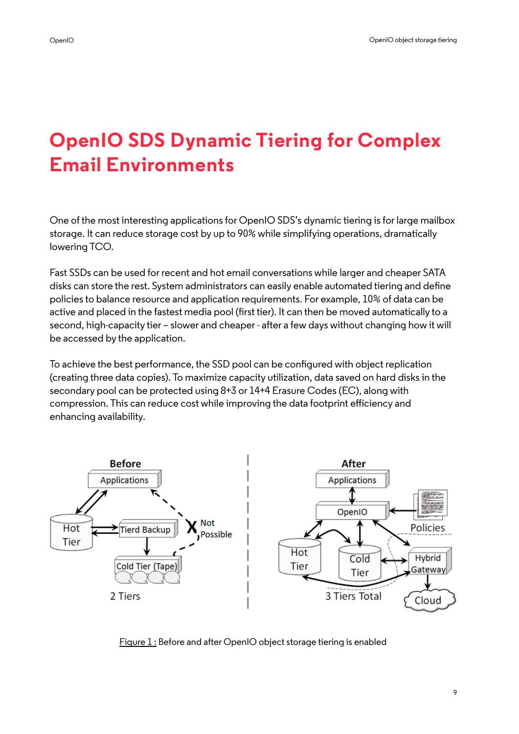# OpenIO SDS Dynamic Tiering for Complex Email Environments

One of the most interesting applications for OpenIO SDS's dynamic tiering is for large mailbox storage. It can reduce storage cost by up to 90% while simplifying operations, dramatically lowering TCO.

Fast SSDs can be used for recent and hot email conversations while larger and cheaper SATA disks can store the rest. System administrators can easily enable automated tiering and define policies to balance resource and application requirements. For example, 10% of data can be active and placed in the fastest media pool (first tier). It can then be moved automatically to a second, high-capacity tier – slower and cheaper - after a few days without changing how it will be accessed by the application.

To achieve the best performance, the SSD pool can be configured with object replication (creating three data copies). To maximize capacity utilization, data saved on hard disks in the secondary pool can be protected using 8+3 or 14+4 Erasure Codes (EC), along with compression. This can reduce cost while improving the data footprint efficiency and enhancing availability.

Figure 1 : Before and after OpenIO object storage tiering is enabled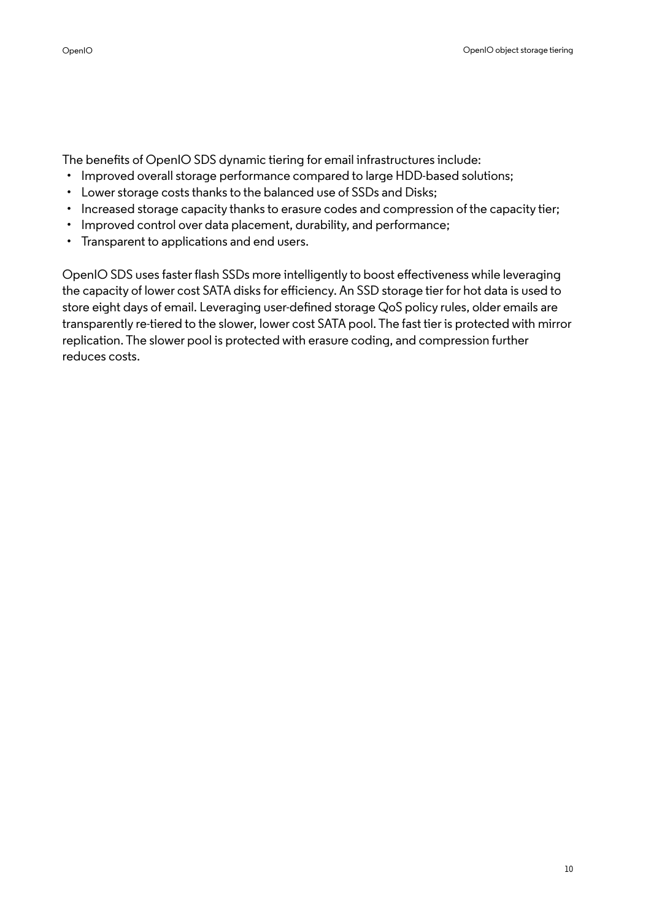The benefits of OpenIO SDS dynamic tiering for email infrastructures include:

- Improved overall storage performance compared to large HDD-based solutions;
- Lower storage costs thanks to the balanced use of SSDs and Disks;
- Increased storage capacity thanks to erasure codes and compression of the capacity tier;
- Improved control over data placement, durability, and performance;
- Transparent to applications and end users.

OpenIO SDS uses faster flash SSDs more intelligently to boost effectiveness while leveraging the capacity of lower cost SATA disks for efficiency. An SSD storage tier for hot data is used to store eight days of email. Leveraging user-defined storage QoS policy rules, older emails are transparently re-tiered to the slower, lower cost SATA pool. The fast tier is protected with mirror replication. The slower pool is protected with erasure coding, and compression further reduces costs.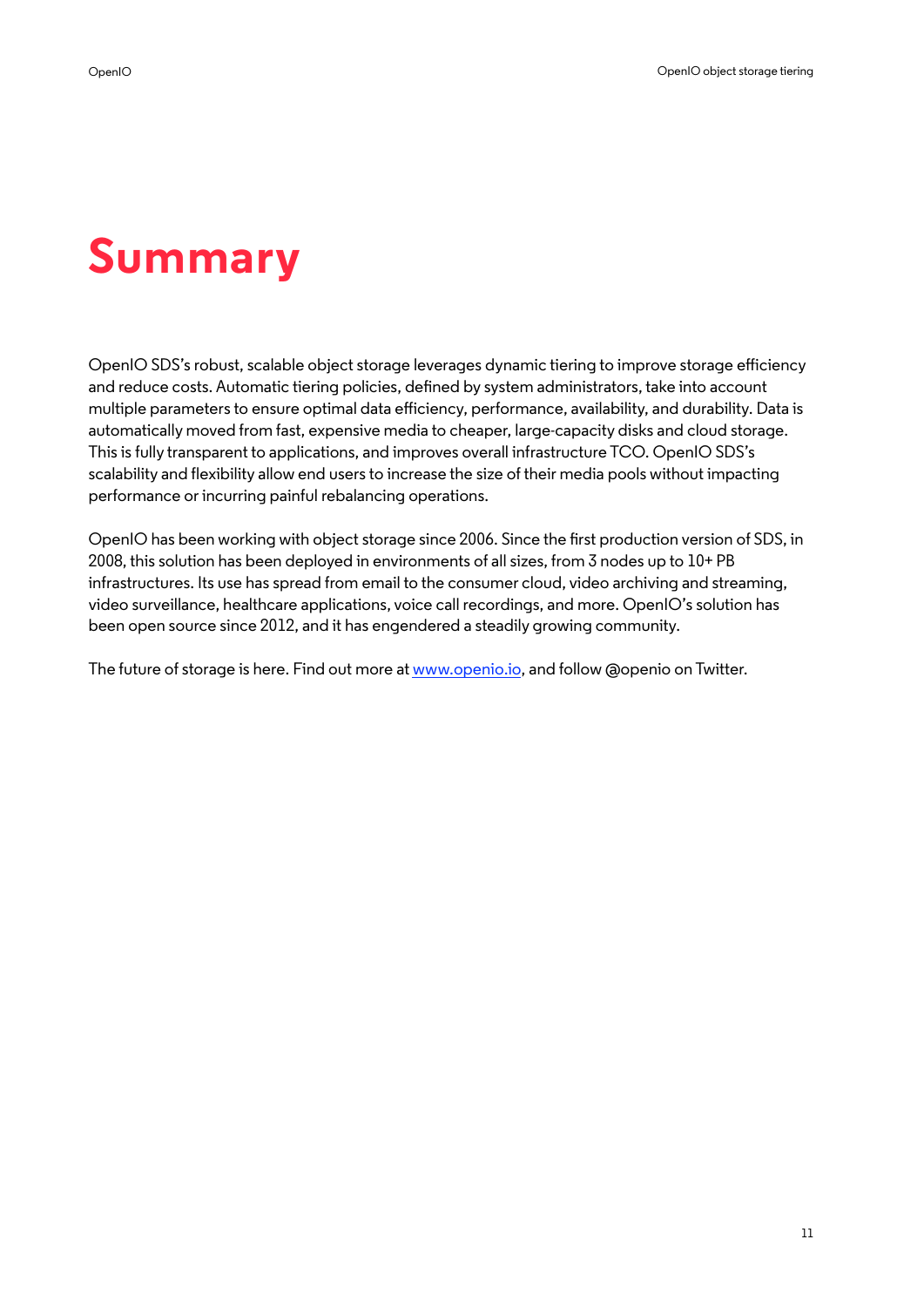# Summary

OpenIO SDS's robust, scalable object storage leverages dynamic tiering to improve storage efficiency and reduce costs. Automatic tiering policies, defined by system administrators, take into account multiple parameters to ensure optimal data efficiency, performance, availability, and durability. Data is automatically moved from fast, expensive media to cheaper, large-capacity disks and cloud storage. This is fully transparent to applications, and improves overall infrastructure TCO. OpenIO SDS's scalability and flexibility allow end users to increase the size of their media pools without impacting performance or incurring painful rebalancing operations.

OpenIO has been working with object storage since 2006. Since the first production version of SDS, in 2008, this solution has been deployed in environments of all sizes, from 3 nodes up to 10+ PB infrastructures. Its use has spread from email to the consumer cloud, video archiving and streaming, video surveillance, healthcare applications, voice call recordings, and more. OpenIO's solution has been open source since 2012, and it has engendered a steadily growing community.

The future of storage is here. Find out more at [www.openio.io](http://www.openio.io), and follow @openio on Twitter.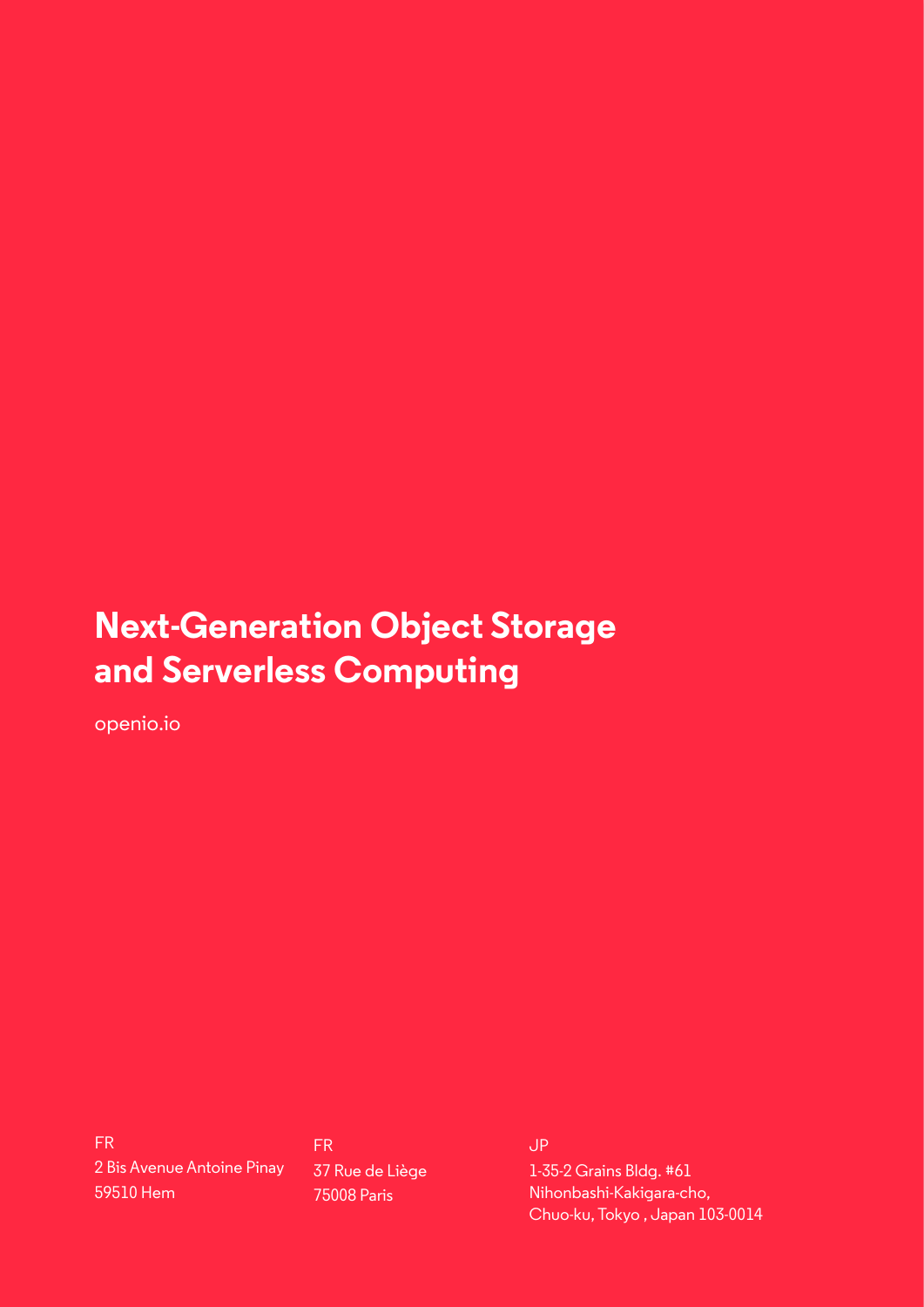# Next-Generation Object Storage and Serverless Computing

openio.io

FR
2 Bis Avenue Antoine Pinay
59510 Hem

FR
37 Rue de Liège
75008 Paris

JP
1-35-2 Grains Bldg. #61
Nihonbashi-Kakigara-cho,
Chuo-ku, Tokyo , Japan 103-0014